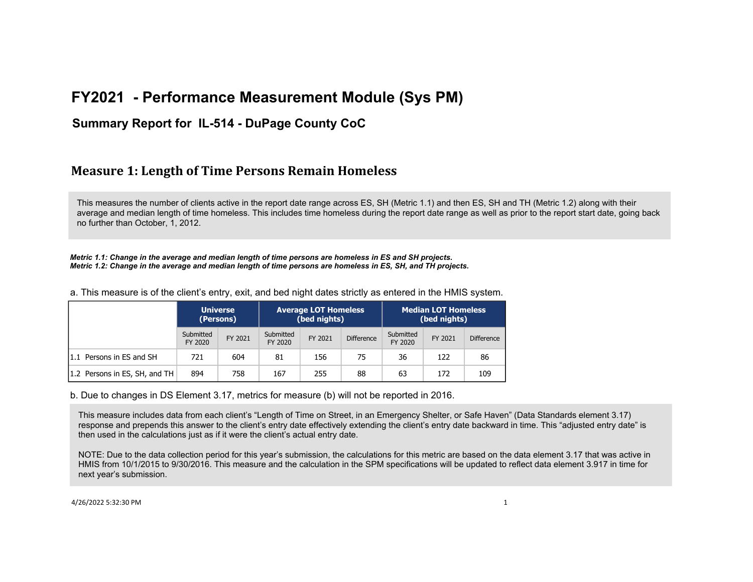# FY2021 - Performance Measurement Module (Sys PM)

## Summary Report for IL-514 - DuPage County CoC

## Measure 1: Length of Time Persons Remain Homeless

This measures the number of clients active in the report date range across ES, SH (Metric 1.1) and then ES, SH and TH (Metric 1.2) along with their average and median length of time homeless. This includes time homeless during the report date range as well as prior to the report start date, going back no further than October, 1, 2012.

***Metric 1.1: Change in the average and median length of time persons are homeless in ES and SH projects.***
***Metric 1.2: Change in the average and median length of time persons are homeless in ES, SH, and TH projects.***

a. This measure is of the client's entry, exit, and bed night dates strictly as entered in the HMIS system.

| | Universe (Persons) | | Average LOT Homeless (bed nights) | | | Median LOT Homeless (bed nights) | | |
|---|---|---|---|---|---|---|---|---|
| | Submitted FY 2020 | FY 2021 | Submitted FY 2020 | FY 2021 | Difference | Submitted FY 2020 | FY 2021 | Difference |
| 1.1 Persons in ES and SH | 721 | 604 | 81 | 156 | 75 | 36 | 122 | 86 |
| 1.2 Persons in ES, SH, and TH | 894 | 758 | 167 | 255 | 88 | 63 | 172 | 109 |

b. Due to changes in DS Element 3.17, metrics for measure (b) will not be reported in 2016.

This measure includes data from each client's "Length of Time on Street, in an Emergency Shelter, or Safe Haven" (Data Standards element 3.17) response and prepends this answer to the client's entry date effectively extending the client's entry date backward in time. This "adjusted entry date" is then used in the calculations just as if it were the client's actual entry date.

NOTE: Due to the data collection period for this year's submission, the calculations for this metric are based on the data element 3.17 that was active in HMIS from 10/1/2015 to 9/30/2016. This measure and the calculation in the SPM specifications will be updated to reflect data element 3.917 in time for next year's submission.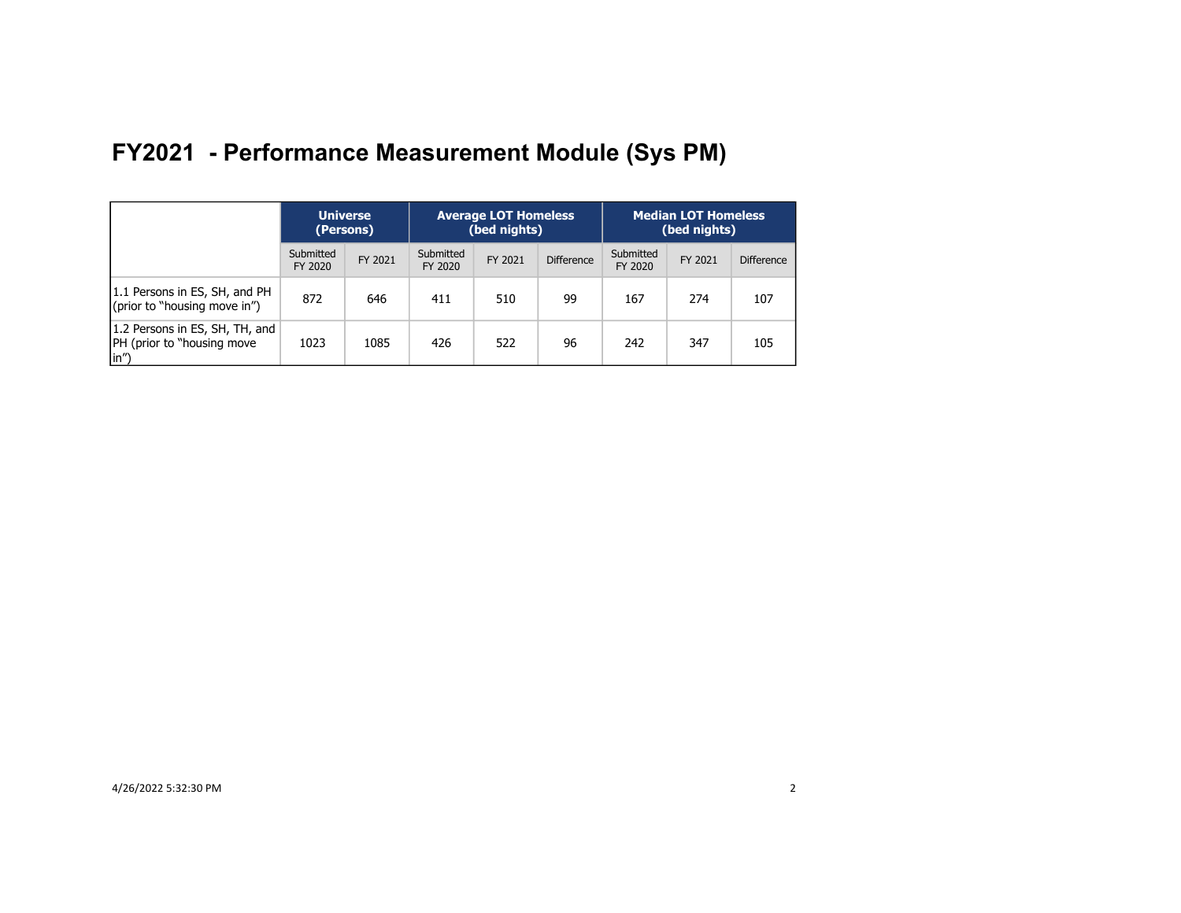# FY2021 - Performance Measurement Module (Sys PM)

| | Universe (Persons) | | Average LOT Homeless (bed nights) | | | Median LOT Homeless (bed nights) | | |
|---|---|---|---|---|---|---|---|---|
| | Submitted FY 2020 | FY 2021 | Submitted FY 2020 | FY 2021 | Difference | Submitted FY 2020 | FY 2021 | Difference |
| 1.1 Persons in ES, SH, and PH (prior to "housing move in") | 872 | 646 | 411 | 510 | 99 | 167 | 274 | 107 |
| 1.2 Persons in ES, SH, TH, and PH (prior to "housing move in") | 1023 | 1085 | 426 | 522 | 96 | 242 | 347 | 105 |

4/26/2022 5:32:30 PM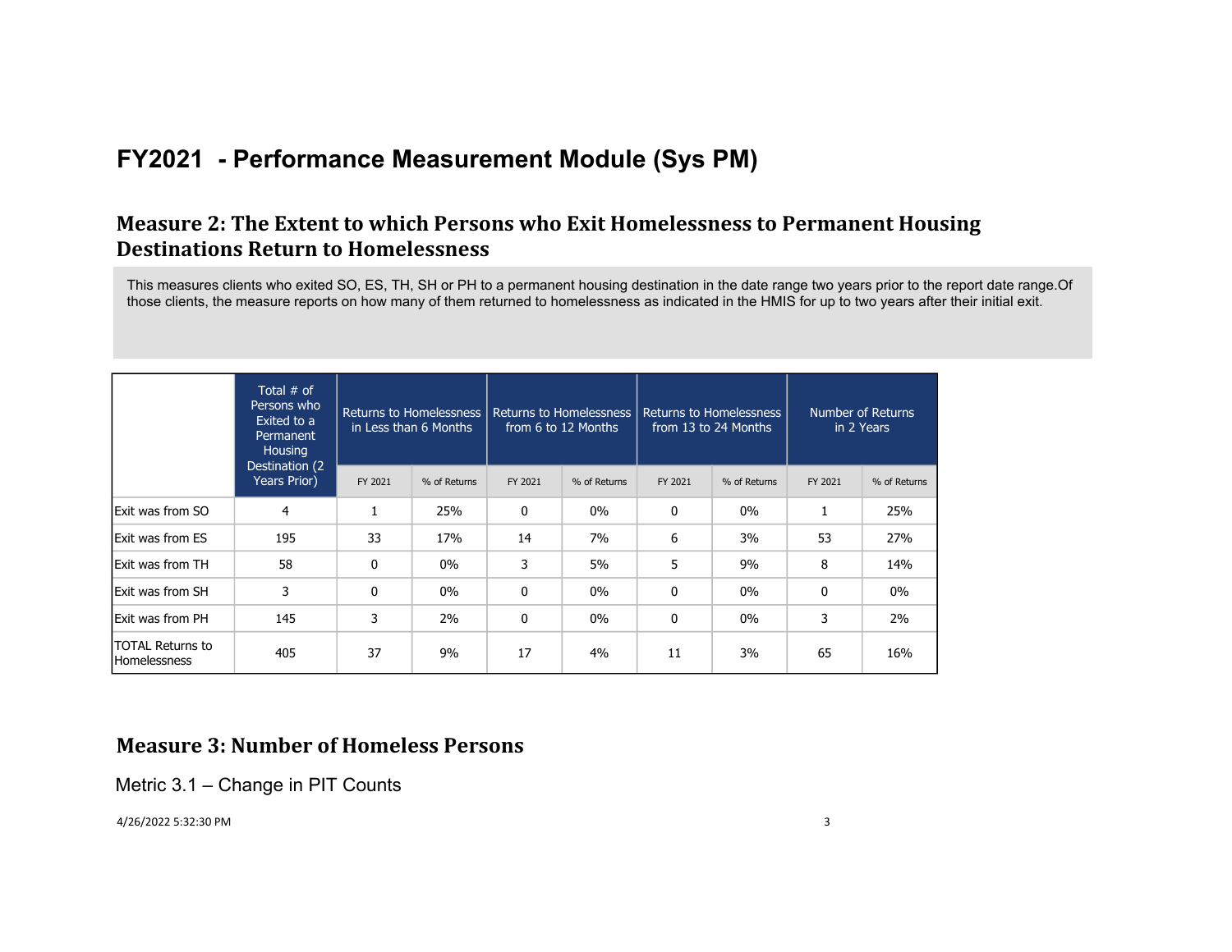# FY2021 - Performance Measurement Module (Sys PM)

## Measure 2: The Extent to which Persons who Exit Homelessness to Permanent Housing Destinations Return to Homelessness

This measures clients who exited SO, ES, TH, SH or PH to a permanent housing destination in the date range two years prior to the report date range.Of those clients, the measure reports on how many of them returned to homelessness as indicated in the HMIS for up to two years after their initial exit.

| | Total # of Persons who Exited to a Permanent Housing Destination (2 Years Prior) | Returns to Homelessness in Less than 6 Months | | Returns to Homelessness from 6 to 12 Months | | Returns to Homelessness from 13 to 24 Months | | Number of Returns in 2 Years | |
|---|---|---|---|---|---|---|---|---|---|
| | | FY 2021 | % of Returns | FY 2021 | % of Returns | FY 2021 | % of Returns | FY 2021 | % of Returns |
| Exit was from SO | 4 | 1 | 25% | 0 | 0% | 0 | 0% | 1 | 25% |
| Exit was from ES | 195 | 33 | 17% | 14 | 7% | 6 | 3% | 53 | 27% |
| Exit was from TH | 58 | 0 | 0% | 3 | 5% | 5 | 9% | 8 | 14% |
| Exit was from SH | 3 | 0 | 0% | 0 | 0% | 0 | 0% | 0 | 0% |
| Exit was from PH | 145 | 3 | 2% | 0 | 0% | 0 | 0% | 3 | 2% |
| TOTAL Returns to Homelessness | 405 | 37 | 9% | 17 | 4% | 11 | 3% | 65 | 16% |

## Measure 3: Number of Homeless Persons

Metric 3.1 – Change in PIT Counts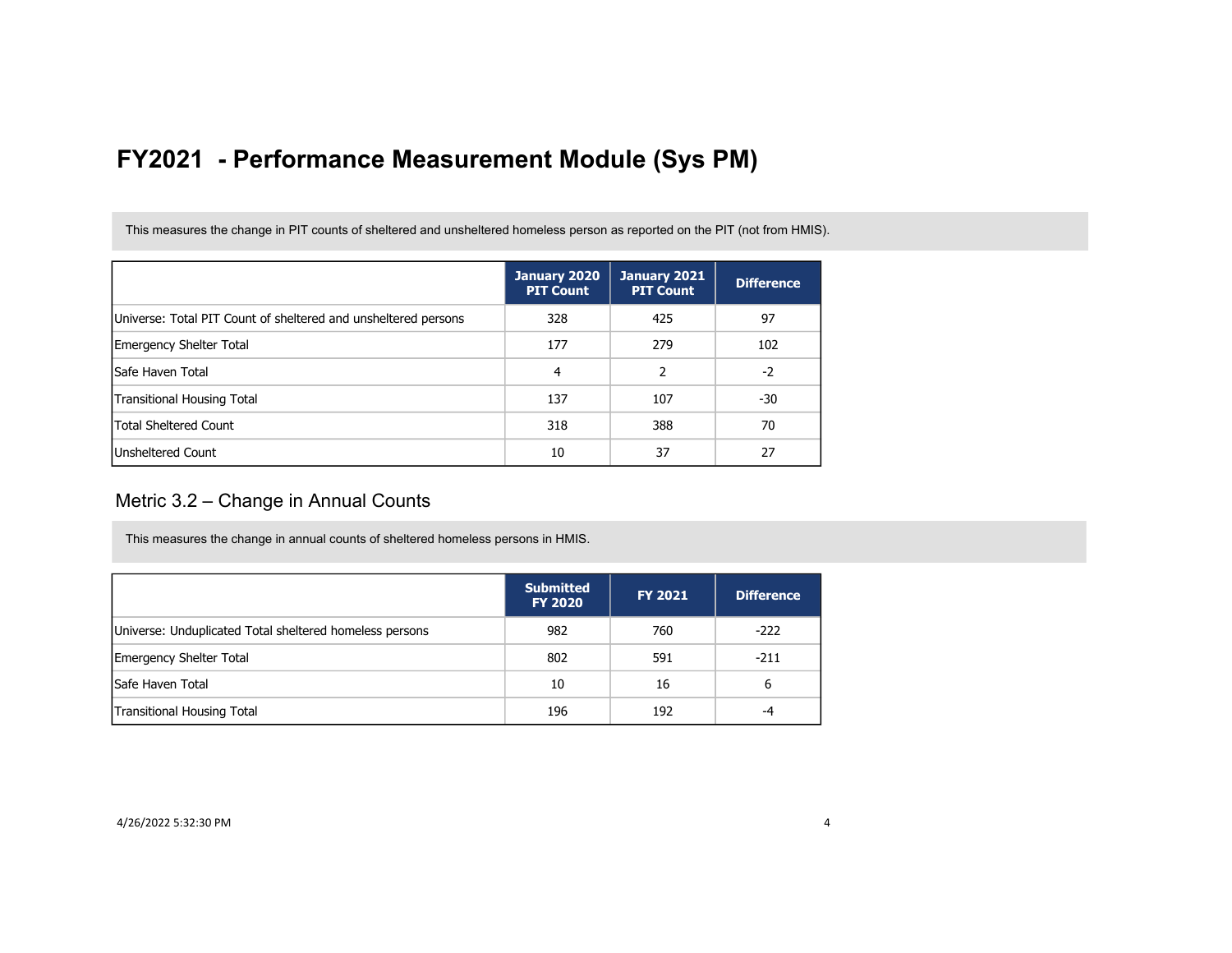# FY2021 - Performance Measurement Module (Sys PM)

This measures the change in PIT counts of sheltered and unsheltered homeless person as reported on the PIT (not from HMIS).

| | January 2020 PIT Count | January 2021 PIT Count | Difference |
|---|---|---|---|
| Universe: Total PIT Count of sheltered and unsheltered persons | 328 | 425 | 97 |
| Emergency Shelter Total | 177 | 279 | 102 |
| Safe Haven Total | 4 | 2 | -2 |
| Transitional Housing Total | 137 | 107 | -30 |
| Total Sheltered Count | 318 | 388 | 70 |
| Unsheltered Count | 10 | 37 | 27 |

## Metric 3.2 – Change in Annual Counts

This measures the change in annual counts of sheltered homeless persons in HMIS.

| | Submitted FY 2020 | FY 2021 | Difference |
|---|---|---|---|
| Universe: Unduplicated Total sheltered homeless persons | 982 | 760 | -222 |
| Emergency Shelter Total | 802 | 591 | -211 |
| Safe Haven Total | 10 | 16 | 6 |
| Transitional Housing Total | 196 | 192 | -4 |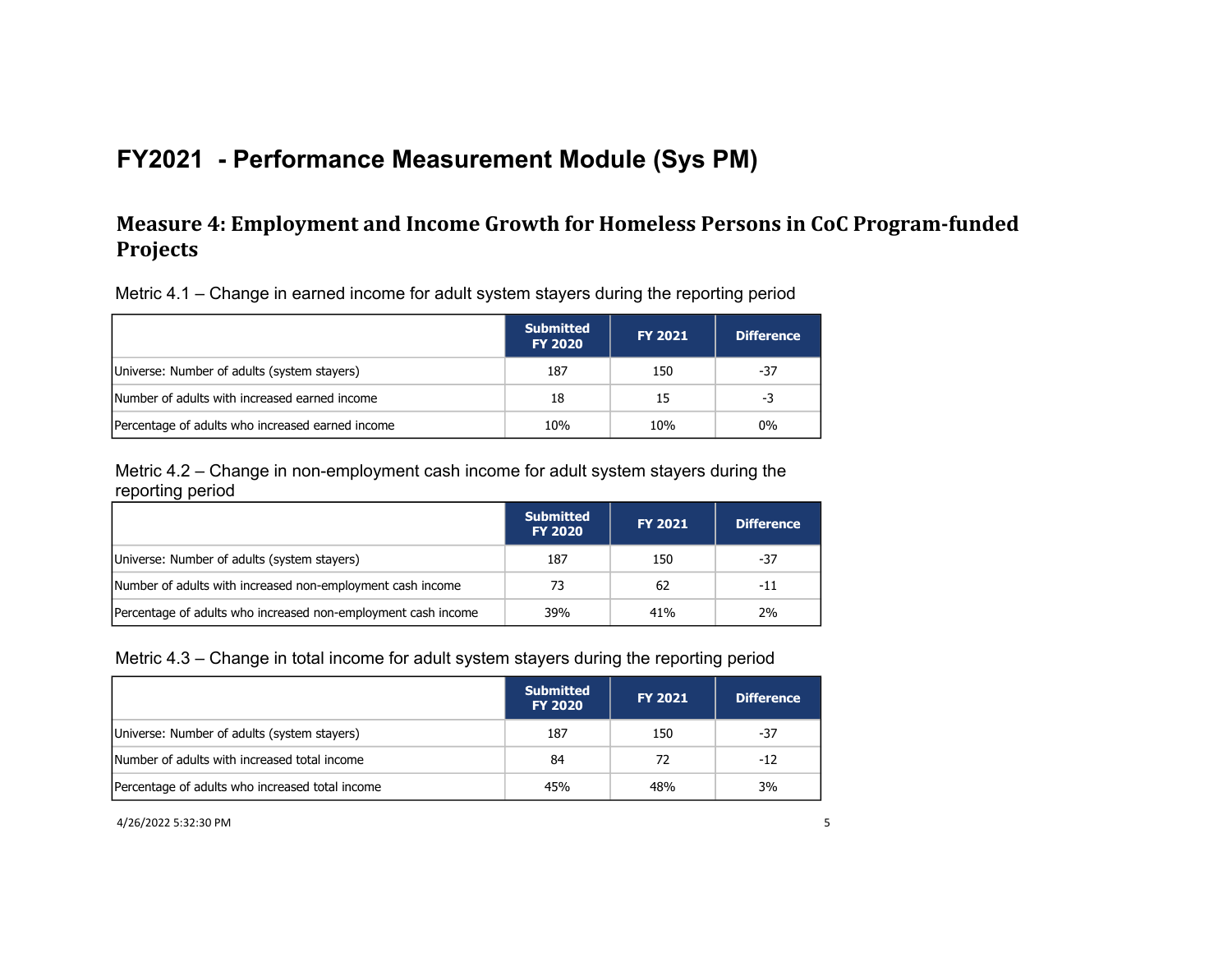# FY2021 - Performance Measurement Module (Sys PM)

## Measure 4: Employment and Income Growth for Homeless Persons in CoC Program-funded Projects

Metric 4.1 – Change in earned income for adult system stayers during the reporting period

| | Submitted FY 2020 | FY 2021 | Difference |
|---|---|---|---|
| Universe: Number of adults (system stayers) | 187 | 150 | -37 |
| Number of adults with increased earned income | 18 | 15 | -3 |
| Percentage of adults who increased earned income | 10% | 10% | 0% |

Metric 4.2 – Change in non-employment cash income for adult system stayers during the reporting period

| | Submitted FY 2020 | FY 2021 | Difference |
|---|---|---|---|
| Universe: Number of adults (system stayers) | 187 | 150 | -37 |
| Number of adults with increased non-employment cash income | 73 | 62 | -11 |
| Percentage of adults who increased non-employment cash income | 39% | 41% | 2% |

Metric 4.3 – Change in total income for adult system stayers during the reporting period

| | Submitted FY 2020 | FY 2021 | Difference |
|---|---|---|---|
| Universe: Number of adults (system stayers) | 187 | 150 | -37 |
| Number of adults with increased total income | 84 | 72 | -12 |
| Percentage of adults who increased total income | 45% | 48% | 3% |

4/26/2022 5:32:30 PM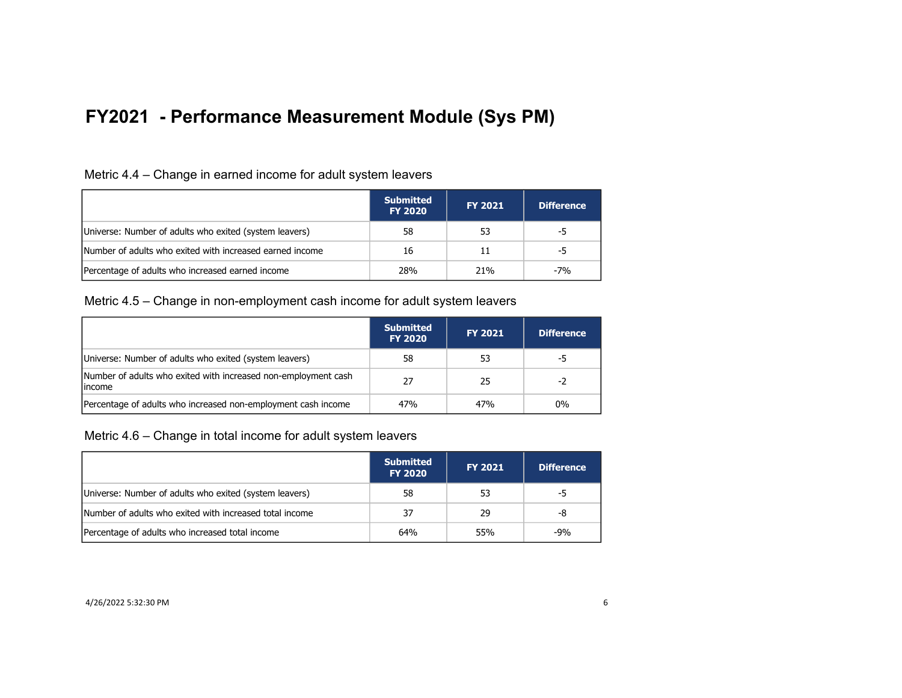# FY2021 - Performance Measurement Module (Sys PM)

### Metric 4.4 – Change in earned income for adult system leavers

| | Submitted FY 2020 | FY 2021 | Difference |
|---|---|---|---|
| Universe: Number of adults who exited (system leavers) | 58 | 53 | -5 |
| Number of adults who exited with increased earned income | 16 | 11 | -5 |
| Percentage of adults who increased earned income | 28% | 21% | -7% |

### Metric 4.5 – Change in non-employment cash income for adult system leavers

| | Submitted FY 2020 | FY 2021 | Difference |
|---|---|---|---|
| Universe: Number of adults who exited (system leavers) | 58 | 53 | -5 |
| Number of adults who exited with increased non-employment cash income | 27 | 25 | -2 |
| Percentage of adults who increased non-employment cash income | 47% | 47% | 0% |

### Metric 4.6 – Change in total income for adult system leavers

| | Submitted FY 2020 | FY 2021 | Difference |
|---|---|---|---|
| Universe: Number of adults who exited (system leavers) | 58 | 53 | -5 |
| Number of adults who exited with increased total income | 37 | 29 | -8 |
| Percentage of adults who increased total income | 64% | 55% | -9% |

4/26/2022 5:32:30 PM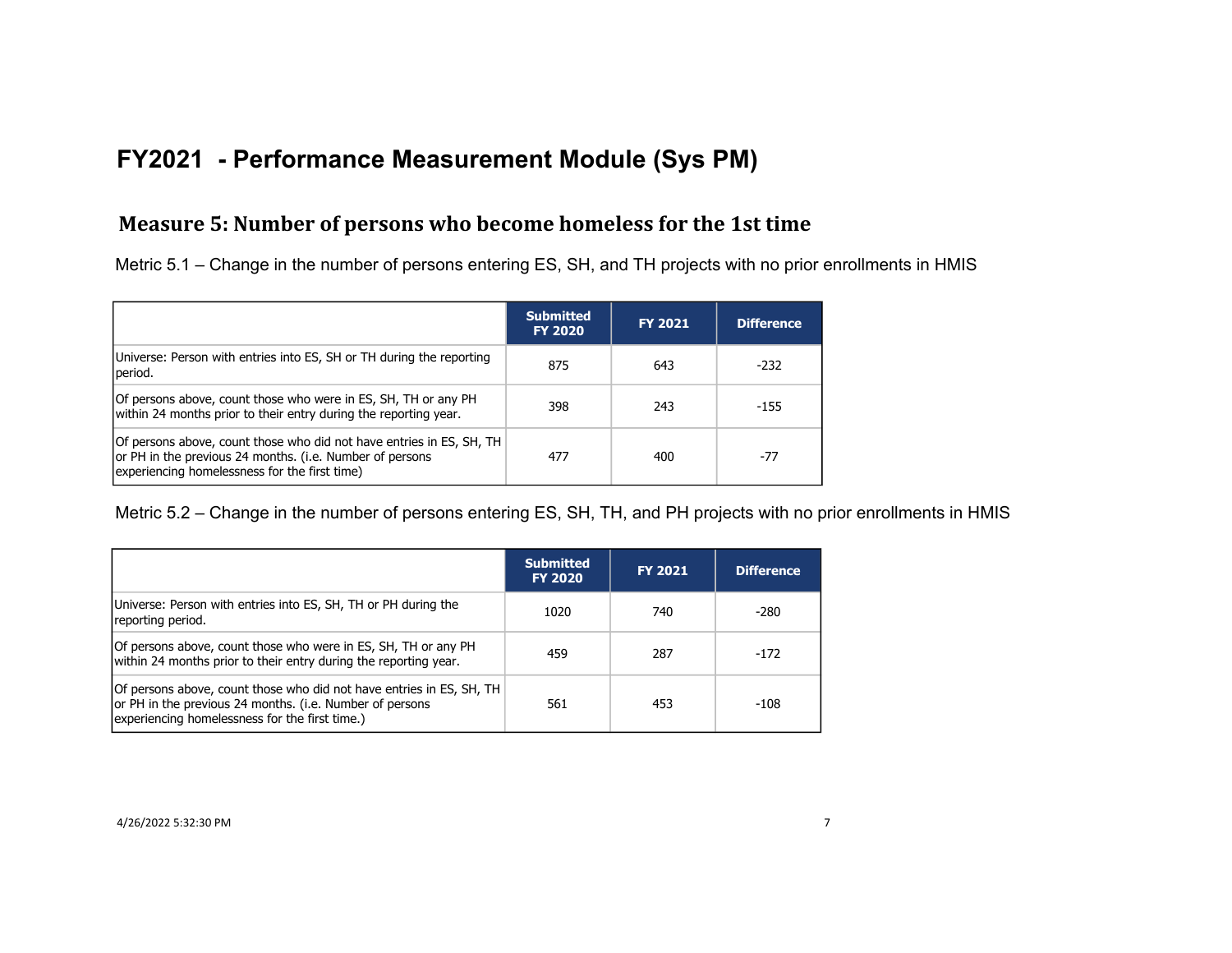# FY2021 - Performance Measurement Module (Sys PM)

## Measure 5: Number of persons who become homeless for the 1st time

Metric 5.1 – Change in the number of persons entering ES, SH, and TH projects with no prior enrollments in HMIS

| | Submitted FY 2020 | FY 2021 | Difference |
|---|---|---|---|
| Universe: Person with entries into ES, SH or TH during the reporting period. | 875 | 643 | -232 |
| Of persons above, count those who were in ES, SH, TH or any PH within 24 months prior to their entry during the reporting year. | 398 | 243 | -155 |
| Of persons above, count those who did not have entries in ES, SH, TH or PH in the previous 24 months. (i.e. Number of persons experiencing homelessness for the first time) | 477 | 400 | -77 |

Metric 5.2 – Change in the number of persons entering ES, SH, TH, and PH projects with no prior enrollments in HMIS

| | Submitted FY 2020 | FY 2021 | Difference |
|---|---|---|---|
| Universe: Person with entries into ES, SH, TH or PH during the reporting period. | 1020 | 740 | -280 |
| Of persons above, count those who were in ES, SH, TH or any PH within 24 months prior to their entry during the reporting year. | 459 | 287 | -172 |
| Of persons above, count those who did not have entries in ES, SH, TH or PH in the previous 24 months. (i.e. Number of persons experiencing homelessness for the first time.) | 561 | 453 | -108 |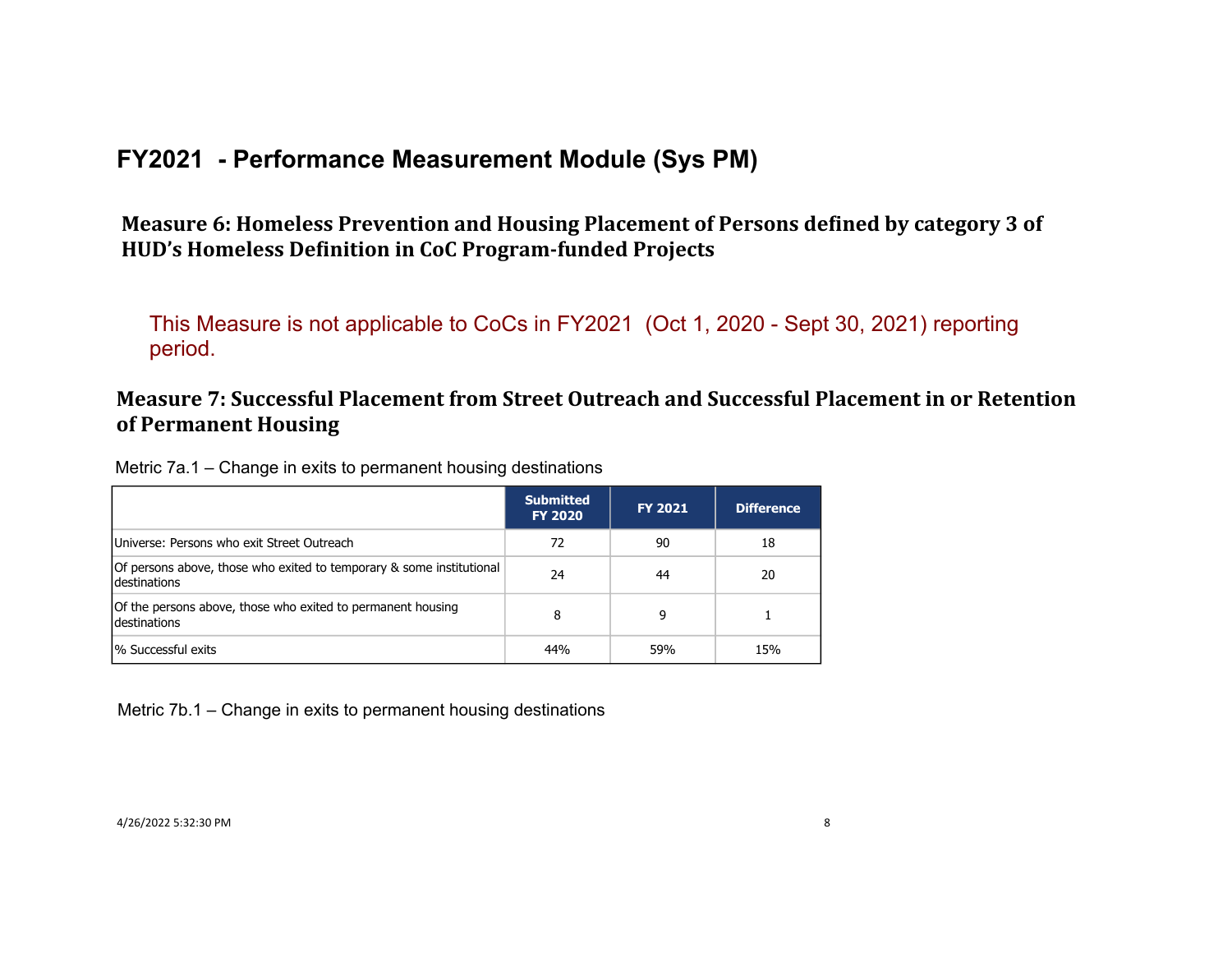# FY2021 - Performance Measurement Module (Sys PM)

## Measure 6: Homeless Prevention and Housing Placement of Persons defined by category 3 of HUD's Homeless Definition in CoC Program-funded Projects

This Measure is not applicable to CoCs in FY2021 (Oct 1, 2020 - Sept 30, 2021) reporting period.

## Measure 7: Successful Placement from Street Outreach and Successful Placement in or Retention of Permanent Housing

Metric 7a.1 – Change in exits to permanent housing destinations

| | Submitted FY 2020 | FY 2021 | Difference |
|---|---|---|---|
| Universe: Persons who exit Street Outreach | 72 | 90 | 18 |
| Of persons above, those who exited to temporary & some institutional destinations | 24 | 44 | 20 |
| Of the persons above, those who exited to permanent housing destinations | 8 | 9 | 1 |
| % Successful exits | 44% | 59% | 15% |

Metric 7b.1 – Change in exits to permanent housing destinations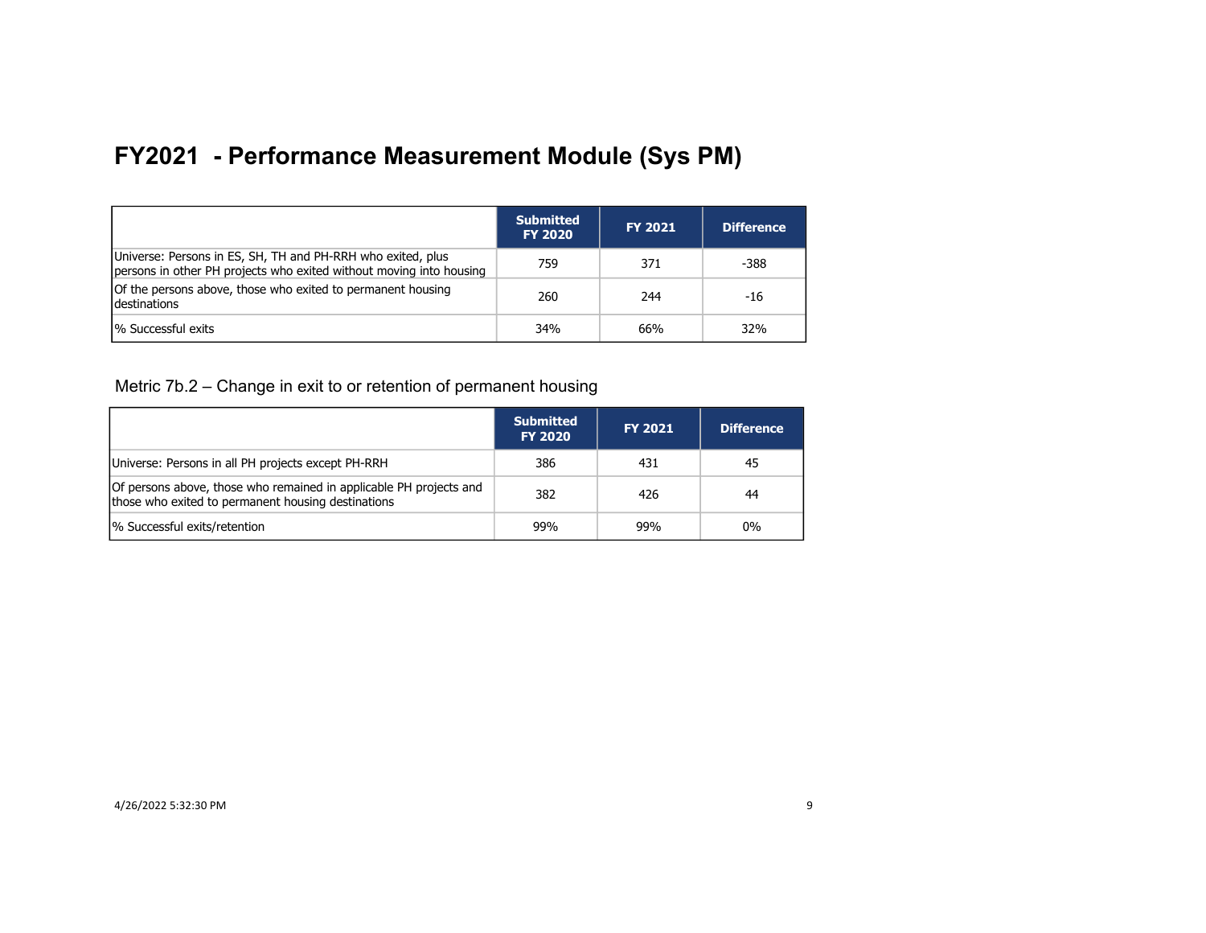# FY2021 - Performance Measurement Module (Sys PM)

| | Submitted FY 2020 | FY 2021 | Difference |
|---|---|---|---|
| Universe: Persons in ES, SH, TH and PH-RRH who exited, plus persons in other PH projects who exited without moving into housing | 759 | 371 | -388 |
| Of the persons above, those who exited to permanent housing destinations | 260 | 244 | -16 |
| % Successful exits | 34% | 66% | 32% |

## Metric 7b.2 – Change in exit to or retention of permanent housing

| | Submitted FY 2020 | FY 2021 | Difference |
|---|---|---|---|
| Universe: Persons in all PH projects except PH-RRH | 386 | 431 | 45 |
| Of persons above, those who remained in applicable PH projects and those who exited to permanent housing destinations | 382 | 426 | 44 |
| % Successful exits/retention | 99% | 99% | 0% |

4/26/2022 5:32:30 PM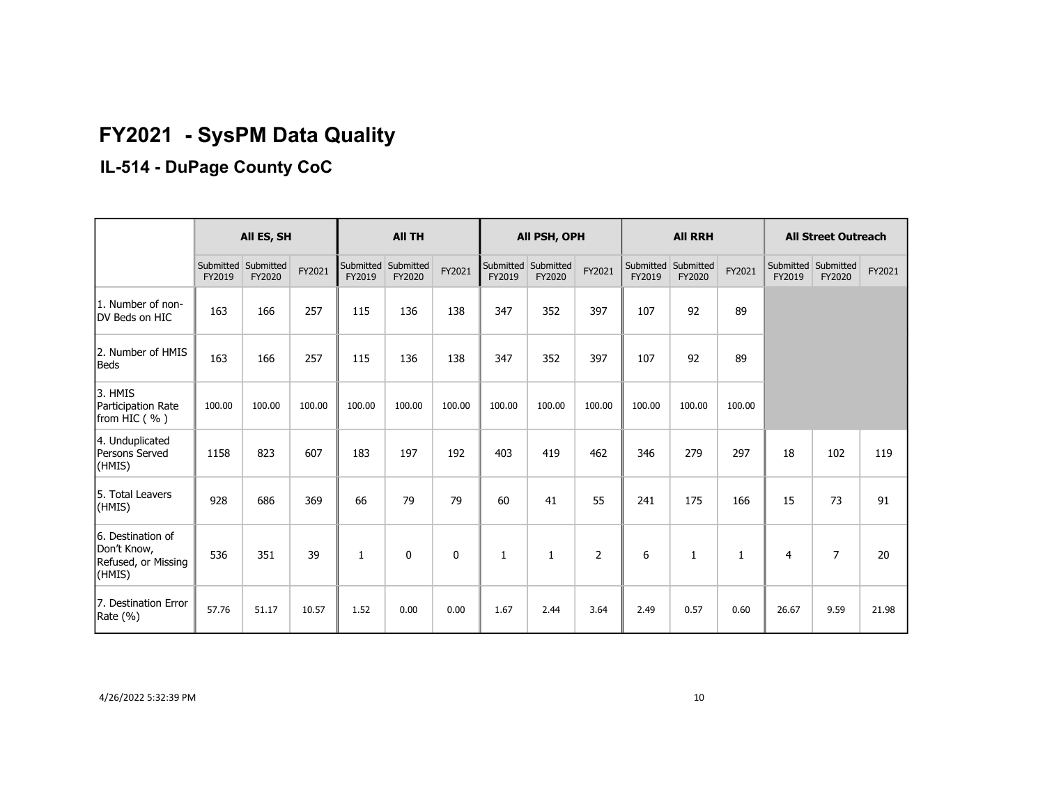# FY2021 - SysPM Data Quality

## IL-514 - DuPage County CoC

| | All ES, SH | | | All TH | | | All PSH, OPH | | | All RRH | | | All Street Outreach | | |
|---|---|---|---|---|---|---|---|---|---|---|---|---|---|---|---|
| | Submitted FY2019 | Submitted FY2020 | FY2021 | Submitted FY2019 | Submitted FY2020 | FY2021 | Submitted FY2019 | Submitted FY2020 | FY2021 | Submitted FY2019 | Submitted FY2020 | FY2021 | Submitted FY2019 | Submitted FY2020 | FY2021 |
| 1. Number of non-DV Beds on HIC | 163 | 166 | 257 | 115 | 136 | 138 | 347 | 352 | 397 | 107 | 92 | 89 | | | |
| 2. Number of HMIS Beds | 163 | 166 | 257 | 115 | 136 | 138 | 347 | 352 | 397 | 107 | 92 | 89 | | | |
| 3. HMIS Participation Rate from HIC ( % ) | 100.00 | 100.00 | 100.00 | 100.00 | 100.00 | 100.00 | 100.00 | 100.00 | 100.00 | 100.00 | 100.00 | 100.00 | | | |
| 4. Unduplicated Persons Served (HMIS) | 1158 | 823 | 607 | 183 | 197 | 192 | 403 | 419 | 462 | 346 | 279 | 297 | 18 | 102 | 119 |
| 5. Total Leavers (HMIS) | 928 | 686 | 369 | 66 | 79 | 79 | 60 | 41 | 55 | 241 | 175 | 166 | 15 | 73 | 91 |
| 6. Destination of Don't Know, Refused, or Missing (HMIS) | 536 | 351 | 39 | 1 | 0 | 0 | 1 | 1 | 2 | 6 | 1 | 1 | 4 | 7 | 20 |
| 7. Destination Error Rate (%) | 57.76 | 51.17 | 10.57 | 1.52 | 0.00 | 0.00 | 1.67 | 2.44 | 3.64 | 2.49 | 0.57 | 0.60 | 26.67 | 9.59 | 21.98 |

4/26/2022 5:32:39 PM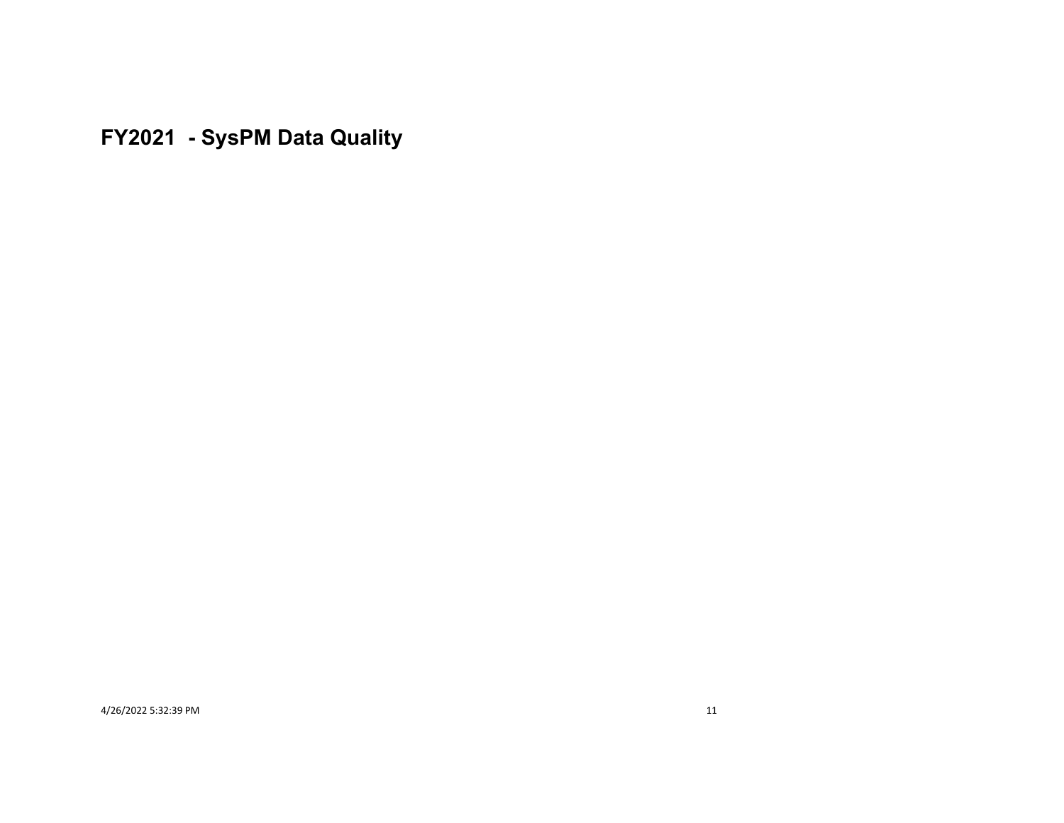## FY2021 - SysPM Data Quality